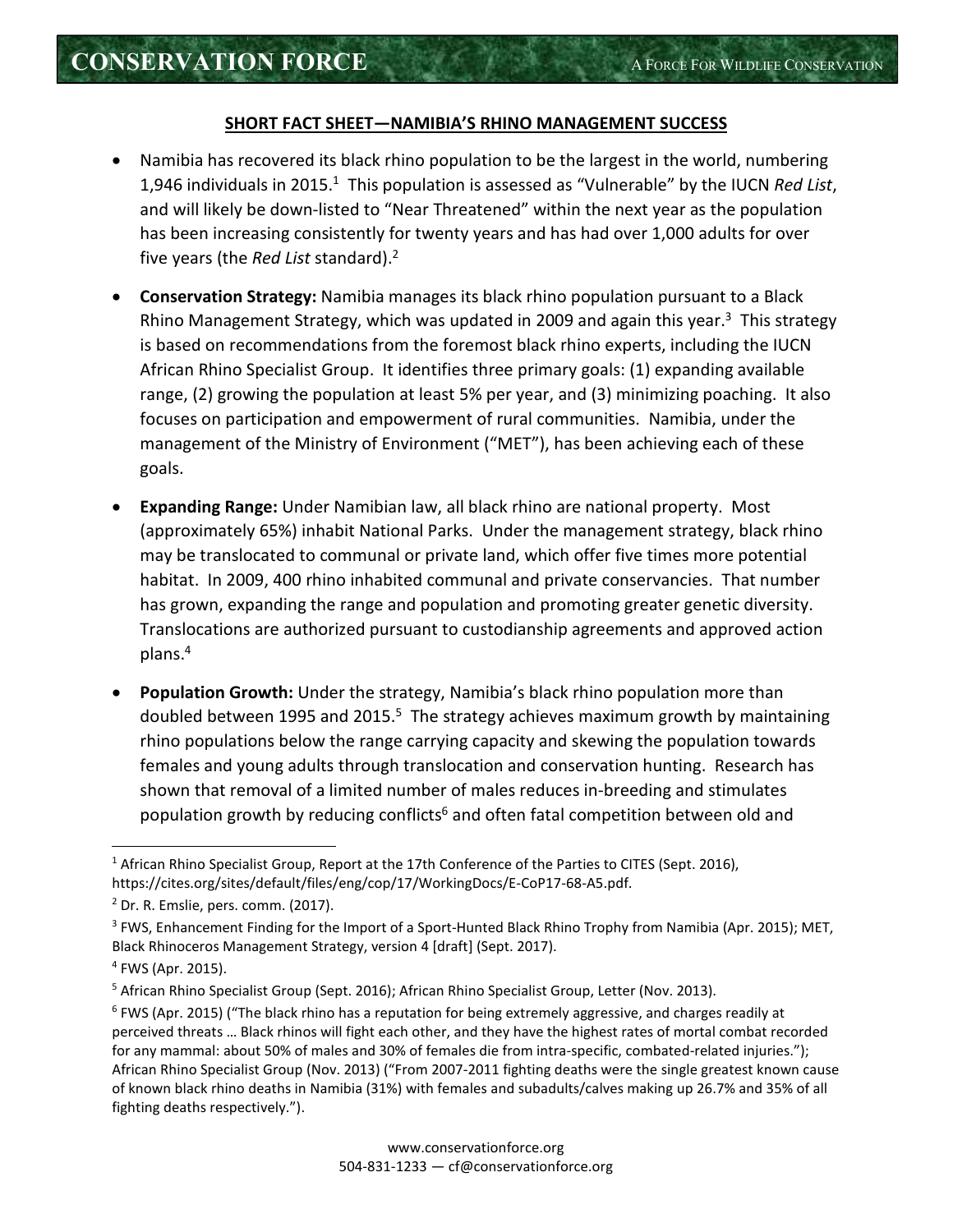## SHORT FACT SHEET—NAMIBIA'S RHINO MANAGEMENT SUCCESS

- Namibia has recovered its black rhino population to be the largest in the world, numbering 1,946 individuals in 2015.[1] This population is assessed as "Vulnerable" by the IUCN *Red List*, and will likely be down-listed to "Near Threatened" within the next year as the population has been increasing consistently for twenty years and has had over 1,000 adults for over five years (the *Red List* standard).[2]

- **Conservation Strategy:** Namibia manages its black rhino population pursuant to a Black Rhino Management Strategy, which was updated in 2009 and again this year.[3] This strategy is based on recommendations from the foremost black rhino experts, including the IUCN African Rhino Specialist Group. It identifies three primary goals: (1) expanding available range, (2) growing the population at least 5% per year, and (3) minimizing poaching. It also focuses on participation and empowerment of rural communities. Namibia, under the management of the Ministry of Environment ("MET"), has been achieving each of these goals.

- **Expanding Range:** Under Namibian law, all black rhino are national property. Most (approximately 65%) inhabit National Parks. Under the management strategy, black rhino may be translocated to communal or private land, which offer five times more potential habitat. In 2009, 400 rhino inhabited communal and private conservancies. That number has grown, expanding the range and population and promoting greater genetic diversity. Translocations are authorized pursuant to custodianship agreements and approved action plans.[4]

- **Population Growth:** Under the strategy, Namibia's black rhino population more than doubled between 1995 and 2015.[5] The strategy achieves maximum growth by maintaining rhino populations below the range carrying capacity and skewing the population towards females and young adults through translocation and conservation hunting. Research has shown that removal of a limited number of males reduces in-breeding and stimulates population growth by reducing conflicts[6] and often fatal competition between old and

---

[1] African Rhino Specialist Group, Report at the 17th Conference of the Parties to CITES (Sept. 2016), https://cites.org/sites/default/files/eng/cop/17/WorkingDocs/E-CoP17-68-A5.pdf.

[2] Dr. R. Emslie, pers. comm. (2017).

[3] FWS, Enhancement Finding for the Import of a Sport-Hunted Black Rhino Trophy from Namibia (Apr. 2015); MET, Black Rhinoceros Management Strategy, version 4 [draft] (Sept. 2017).

[4] FWS (Apr. 2015).

[5] African Rhino Specialist Group (Sept. 2016); African Rhino Specialist Group, Letter (Nov. 2013).

[6] FWS (Apr. 2015) ("The black rhino has a reputation for being extremely aggressive, and charges readily at perceived threats … Black rhinos will fight each other, and they have the highest rates of mortal combat recorded for any mammal: about 50% of males and 30% of females die from intra-specific, combated-related injuries."); African Rhino Specialist Group (Nov. 2013) ("From 2007-2011 fighting deaths were the single greatest known cause of known black rhino deaths in Namibia (31%) with females and subadults/calves making up 26.7% and 35% of all fighting deaths respectively.").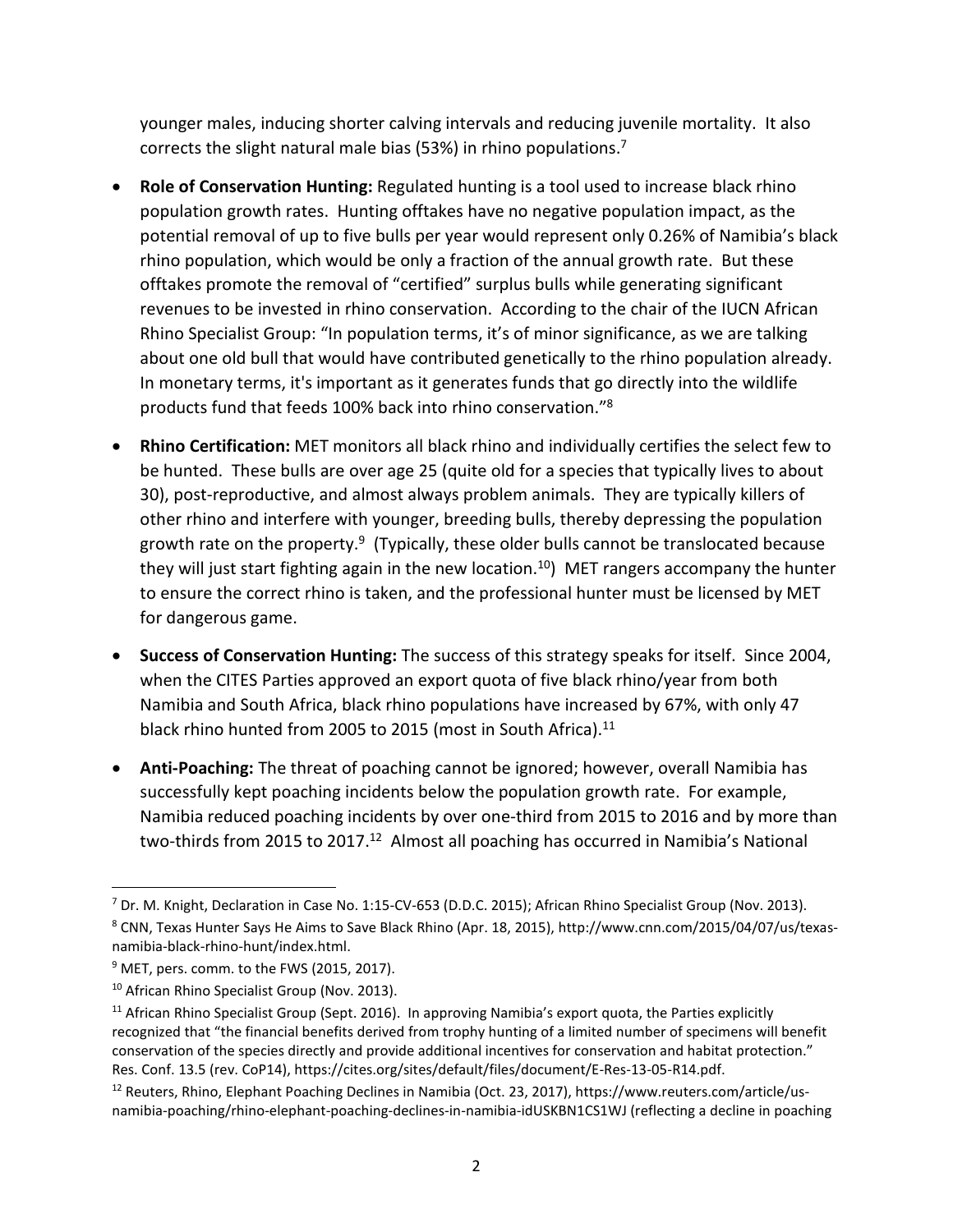younger males, inducing shorter calving intervals and reducing juvenile mortality. It also corrects the slight natural male bias (53%) in rhino populations.[7]

- **Role of Conservation Hunting:** Regulated hunting is a tool used to increase black rhino population growth rates. Hunting offtakes have no negative population impact, as the potential removal of up to five bulls per year would represent only 0.26% of Namibia's black rhino population, which would be only a fraction of the annual growth rate. But these offtakes promote the removal of "certified" surplus bulls while generating significant revenues to be invested in rhino conservation. According to the chair of the IUCN African Rhino Specialist Group: "In population terms, it's of minor significance, as we are talking about one old bull that would have contributed genetically to the rhino population already. In monetary terms, it's important as it generates funds that go directly into the wildlife products fund that feeds 100% back into rhino conservation."[8]

- **Rhino Certification:** MET monitors all black rhino and individually certifies the select few to be hunted. These bulls are over age 25 (quite old for a species that typically lives to about 30), post-reproductive, and almost always problem animals. They are typically killers of other rhino and interfere with younger, breeding bulls, thereby depressing the population growth rate on the property.[9] (Typically, these older bulls cannot be translocated because they will just start fighting again in the new location.[10]) MET rangers accompany the hunter to ensure the correct rhino is taken, and the professional hunter must be licensed by MET for dangerous game.

- **Success of Conservation Hunting:** The success of this strategy speaks for itself. Since 2004, when the CITES Parties approved an export quota of five black rhino/year from both Namibia and South Africa, black rhino populations have increased by 67%, with only 47 black rhino hunted from 2005 to 2015 (most in South Africa).[11]

- **Anti-Poaching:** The threat of poaching cannot be ignored; however, overall Namibia has successfully kept poaching incidents below the population growth rate. For example, Namibia reduced poaching incidents by over one-third from 2015 to 2016 and by more than two-thirds from 2015 to 2017.[12] Almost all poaching has occurred in Namibia's National

---

[7] Dr. M. Knight, Declaration in Case No. 1:15-CV-653 (D.D.C. 2015); African Rhino Specialist Group (Nov. 2013).

[8] CNN, Texas Hunter Says He Aims to Save Black Rhino (Apr. 18, 2015), http://www.cnn.com/2015/04/07/us/texas-namibia-black-rhino-hunt/index.html.

[9] MET, pers. comm. to the FWS (2015, 2017).

[10] African Rhino Specialist Group (Nov. 2013).

[11] African Rhino Specialist Group (Sept. 2016). In approving Namibia's export quota, the Parties explicitly recognized that "the financial benefits derived from trophy hunting of a limited number of specimens will benefit conservation of the species directly and provide additional incentives for conservation and habitat protection." Res. Conf. 13.5 (rev. CoP14), https://cites.org/sites/default/files/document/E-Res-13-05-R14.pdf.

[12] Reuters, Rhino, Elephant Poaching Declines in Namibia (Oct. 23, 2017), https://www.reuters.com/article/us-namibia-poaching/rhino-elephant-poaching-declines-in-namibia-idUSKBN1CS1WJ (reflecting a decline in poaching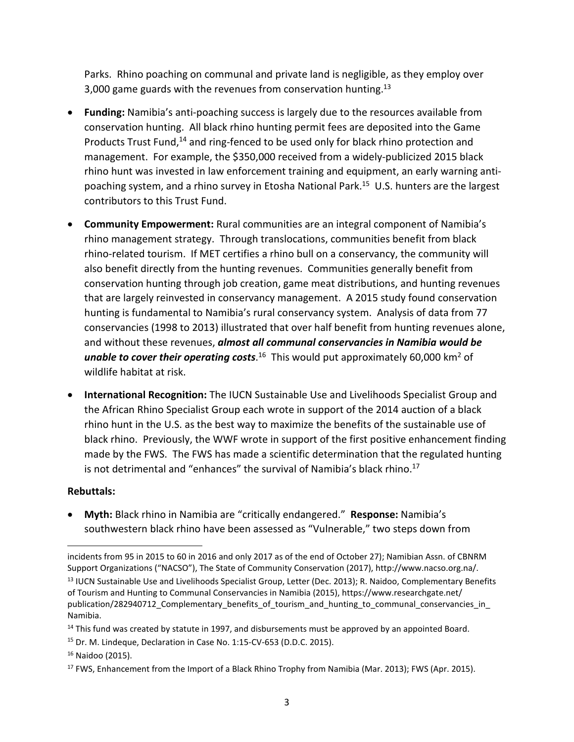Parks. Rhino poaching on communal and private land is negligible, as they employ over 3,000 game guards with the revenues from conservation hunting.[13]

- **Funding:** Namibia's anti-poaching success is largely due to the resources available from conservation hunting. All black rhino hunting permit fees are deposited into the Game Products Trust Fund,[14] and ring-fenced to be used only for black rhino protection and management. For example, the $350,000 received from a widely-publicized 2015 black rhino hunt was invested in law enforcement training and equipment, an early warning anti-poaching system, and a rhino survey in Etosha National Park.[15] U.S. hunters are the largest contributors to this Trust Fund.

- **Community Empowerment:** Rural communities are an integral component of Namibia's rhino management strategy. Through translocations, communities benefit from black rhino-related tourism. If MET certifies a rhino bull on a conservancy, the community will also benefit directly from the hunting revenues. Communities generally benefit from conservation hunting through job creation, game meat distributions, and hunting revenues that are largely reinvested in conservancy management. A 2015 study found conservation hunting is fundamental to Namibia's rural conservancy system. Analysis of data from 77 conservancies (1998 to 2013) illustrated that over half benefit from hunting revenues alone, and without these revenues, ***almost all communal conservancies in Namibia would be unable to cover their operating costs***.[16] This would put approximately 60,000 km$^2$ of wildlife habitat at risk.

- **International Recognition:** The IUCN Sustainable Use and Livelihoods Specialist Group and the African Rhino Specialist Group each wrote in support of the 2014 auction of a black rhino hunt in the U.S. as the best way to maximize the benefits of the sustainable use of black rhino. Previously, the WWF wrote in support of the first positive enhancement finding made by the FWS. The FWS has made a scientific determination that the regulated hunting is not detrimental and "enhances" the survival of Namibia's black rhino.[17]

**Rebuttals:**

- **Myth:** Black rhino in Namibia are "critically endangered." **Response:** Namibia's southwestern black rhino have been assessed as "Vulnerable," two steps down from

---

incidents from 95 in 2015 to 60 in 2016 and only 2017 as of the end of October 27); Namibian Assn. of CBNRM Support Organizations ("NACSO"), The State of Community Conservation (2017), http://www.nacso.org.na/.

[13] IUCN Sustainable Use and Livelihoods Specialist Group, Letter (Dec. 2013); R. Naidoo, Complementary Benefits of Tourism and Hunting to Communal Conservancies in Namibia (2015), https://www.researchgate.net/publication/282940712_Complementary_benefits_of_tourism_and_hunting_to_communal_conservancies_in_Namibia.

[14] This fund was created by statute in 1997, and disbursements must be approved by an appointed Board.

[15] Dr. M. Lindeque, Declaration in Case No. 1:15-CV-653 (D.D.C. 2015).

[16] Naidoo (2015).

[17] FWS, Enhancement from the Import of a Black Rhino Trophy from Namibia (Mar. 2013); FWS (Apr. 2015).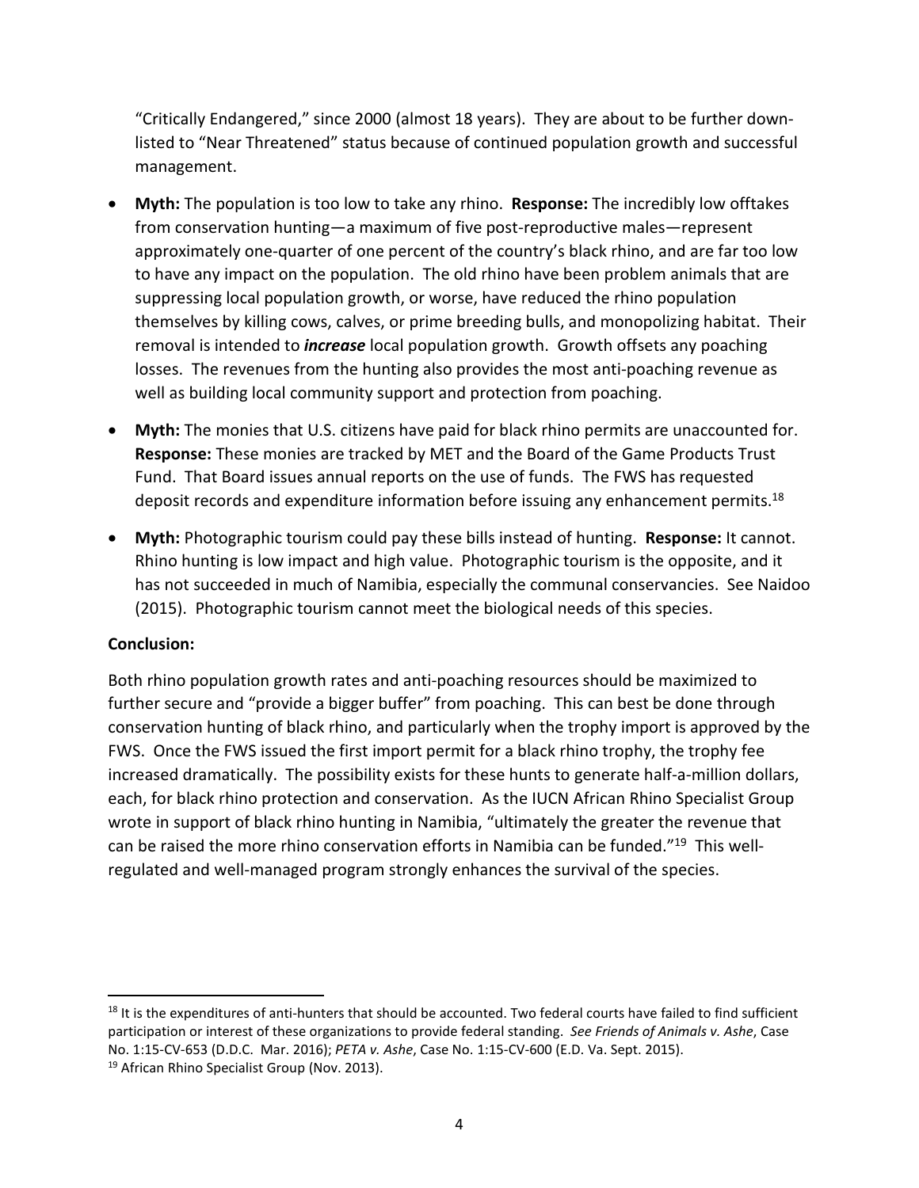"Critically Endangered," since 2000 (almost 18 years). They are about to be further down-listed to "Near Threatened" status because of continued population growth and successful management.

- **Myth:** The population is too low to take any rhino. **Response:** The incredibly low offtakes from conservation hunting—a maximum of five post-reproductive males—represent approximately one-quarter of one percent of the country's black rhino, and are far too low to have any impact on the population. The old rhino have been problem animals that are suppressing local population growth, or worse, have reduced the rhino population themselves by killing cows, calves, or prime breeding bulls, and monopolizing habitat. Their removal is intended to ***increase*** local population growth. Growth offsets any poaching losses. The revenues from the hunting also provides the most anti-poaching revenue as well as building local community support and protection from poaching.
- **Myth:** The monies that U.S. citizens have paid for black rhino permits are unaccounted for. **Response:** These monies are tracked by MET and the Board of the Game Products Trust Fund. That Board issues annual reports on the use of funds. The FWS has requested deposit records and expenditure information before issuing any enhancement permits.[18]
- **Myth:** Photographic tourism could pay these bills instead of hunting. **Response:** It cannot. Rhino hunting is low impact and high value. Photographic tourism is the opposite, and it has not succeeded in much of Namibia, especially the communal conservancies. See Naidoo (2015). Photographic tourism cannot meet the biological needs of this species.

**Conclusion:**

Both rhino population growth rates and anti-poaching resources should be maximized to further secure and "provide a bigger buffer" from poaching. This can best be done through conservation hunting of black rhino, and particularly when the trophy import is approved by the FWS. Once the FWS issued the first import permit for a black rhino trophy, the trophy fee increased dramatically. The possibility exists for these hunts to generate half-a-million dollars, each, for black rhino protection and conservation. As the IUCN African Rhino Specialist Group wrote in support of black rhino hunting in Namibia, "ultimately the greater the revenue that can be raised the more rhino conservation efforts in Namibia can be funded."[19] This well-regulated and well-managed program strongly enhances the survival of the species.

---

[18] It is the expenditures of anti-hunters that should be accounted. Two federal courts have failed to find sufficient participation or interest of these organizations to provide federal standing. *See Friends of Animals v. Ashe*, Case No. 1:15-CV-653 (D.D.C. Mar. 2016); *PETA v. Ashe*, Case No. 1:15-CV-600 (E.D. Va. Sept. 2015).

[19] African Rhino Specialist Group (Nov. 2013).